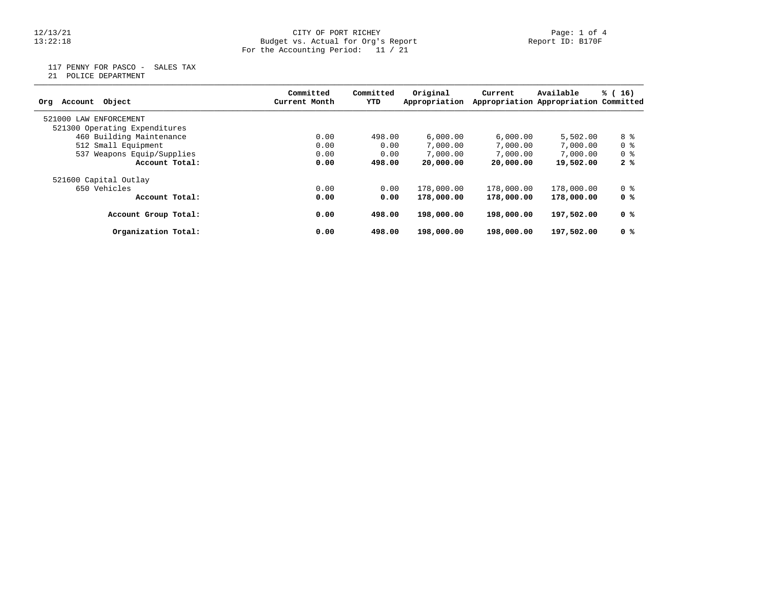CITY OF PORT RICHEY
Budget vs. Actual for Org's Report
For the Accounting Period: 11 / 21

Report ID: B170F

117 PENNY FOR PASCO - SALES TAX
21 POLICE DEPARTMENT

| Org Account Object | Committed Current Month | Committed YTD | Original Appropriation | Current Appropriation | Available Appropriation | % ( 16) Committed |
|---|---|---|---|---|---|---|
| 521000 LAW ENFORCEMENT | | | | | | |
| 521300 Operating Expenditures | | | | | | |
| 460 Building Maintenance | 0.00 | 498.00 | 6,000.00 | 6,000.00 | 5,502.00 | 8 % |
| 512 Small Equipment | 0.00 | 0.00 | 7,000.00 | 7,000.00 | 7,000.00 | 0 % |
| 537 Weapons Equip/Supplies | 0.00 | 0.00 | 7,000.00 | 7,000.00 | 7,000.00 | 0 % |
| **Account Total:** | **0.00** | **498.00** | **20,000.00** | **20,000.00** | **19,502.00** | **2 %** |
| 521600 Capital Outlay | | | | | | |
| 650 Vehicles | 0.00 | 0.00 | 178,000.00 | 178,000.00 | 178,000.00 | 0 % |
| **Account Total:** | **0.00** | **0.00** | **178,000.00** | **178,000.00** | **178,000.00** | **0 %** |
| **Account Group Total:** | **0.00** | **498.00** | **198,000.00** | **198,000.00** | **197,502.00** | **0 %** |
| **Organization Total:** | **0.00** | **498.00** | **198,000.00** | **198,000.00** | **197,502.00** | **0 %** |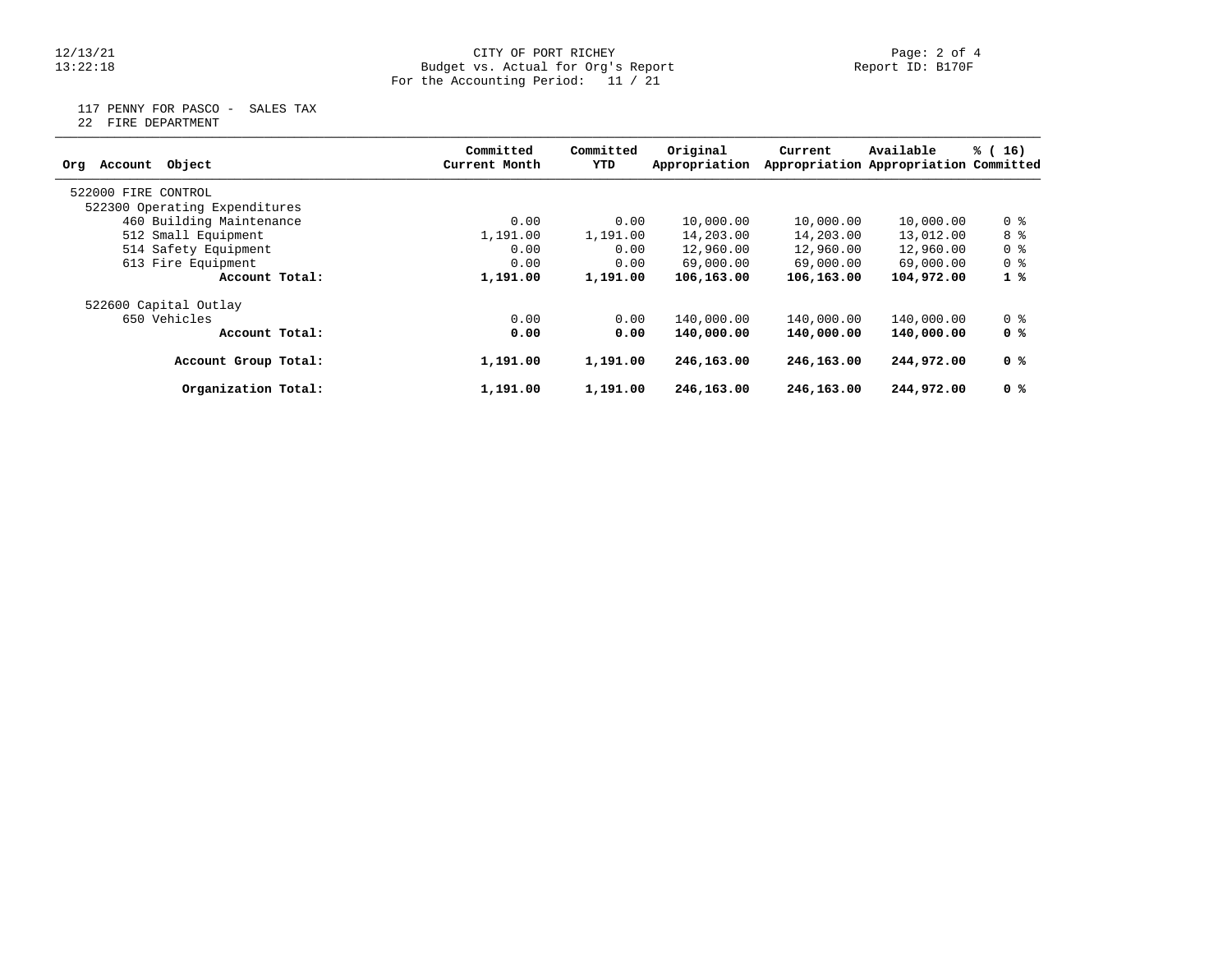CITY OF PORT RICHEY
Budget vs. Actual for Org's Report
For the Accounting Period: 11 / 21

117 PENNY FOR PASCO - SALES TAX
22 FIRE DEPARTMENT

| Org Account Object | Committed Current Month | Committed YTD | Original Appropriation | Current Appropriation | Available Appropriation | % ( 16) Committed |
|---|---|---|---|---|---|---|
| 522000 FIRE CONTROL | | | | | | |
| 522300 Operating Expenditures | | | | | | |
| 460 Building Maintenance | 0.00 | 0.00 | 10,000.00 | 10,000.00 | 10,000.00 | 0 % |
| 512 Small Equipment | 1,191.00 | 1,191.00 | 14,203.00 | 14,203.00 | 13,012.00 | 8 % |
| 514 Safety Equipment | 0.00 | 0.00 | 12,960.00 | 12,960.00 | 12,960.00 | 0 % |
| 613 Fire Equipment | 0.00 | 0.00 | 69,000.00 | 69,000.00 | 69,000.00 | 0 % |
| **Account Total:** | **1,191.00** | **1,191.00** | **106,163.00** | **106,163.00** | **104,972.00** | **1 %** |
| 522600 Capital Outlay | | | | | | |
| 650 Vehicles | 0.00 | 0.00 | 140,000.00 | 140,000.00 | 140,000.00 | 0 % |
| **Account Total:** | **0.00** | **0.00** | **140,000.00** | **140,000.00** | **140,000.00** | **0 %** |
| **Account Group Total:** | **1,191.00** | **1,191.00** | **246,163.00** | **246,163.00** | **244,972.00** | **0 %** |
| **Organization Total:** | **1,191.00** | **1,191.00** | **246,163.00** | **246,163.00** | **244,972.00** | **0 %** |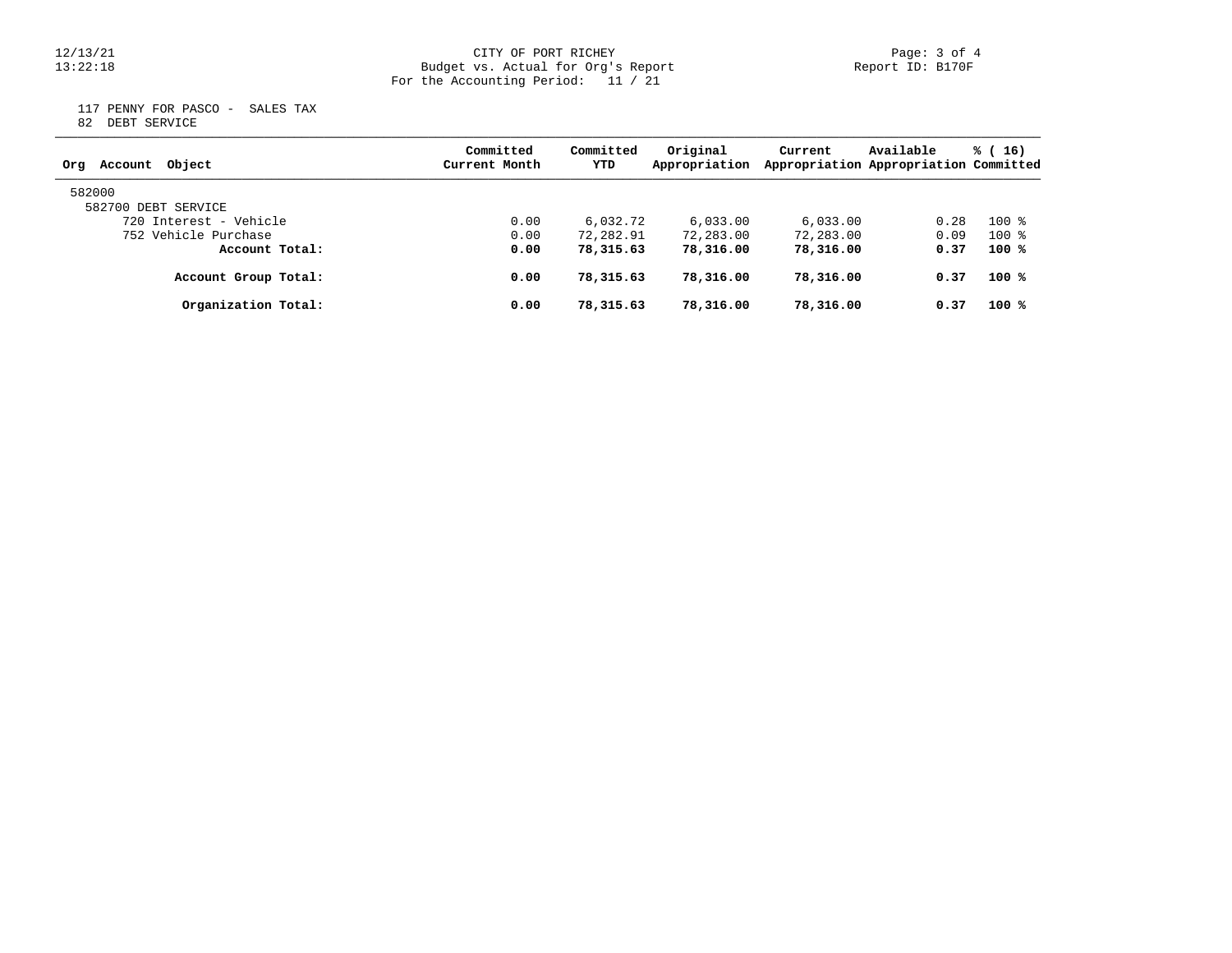CITY OF PORT RICHEY
Budget vs. Actual for Org's Report
For the Accounting Period: 11 / 21

117 PENNY FOR PASCO - SALES TAX
82 DEBT SERVICE

| Org Account Object | Committed Current Month | Committed YTD | Original Appropriation | Current Appropriation | Available Appropriation | % ( 16) Committed |
|---|---|---|---|---|---|---|
| 582000 | | | | | | |
| 582700 DEBT SERVICE | | | | | | |
| 720 Interest - Vehicle | 0.00 | 6,032.72 | 6,033.00 | 6,033.00 | 0.28 | 100 % |
| 752 Vehicle Purchase | 0.00 | 72,282.91 | 72,283.00 | 72,283.00 | 0.09 | 100 % |
| **Account Total:** | **0.00** | **78,315.63** | **78,316.00** | **78,316.00** | **0.37** | **100 %** |
| **Account Group Total:** | **0.00** | **78,315.63** | **78,316.00** | **78,316.00** | **0.37** | **100 %** |
| **Organization Total:** | **0.00** | **78,315.63** | **78,316.00** | **78,316.00** | **0.37** | **100 %** |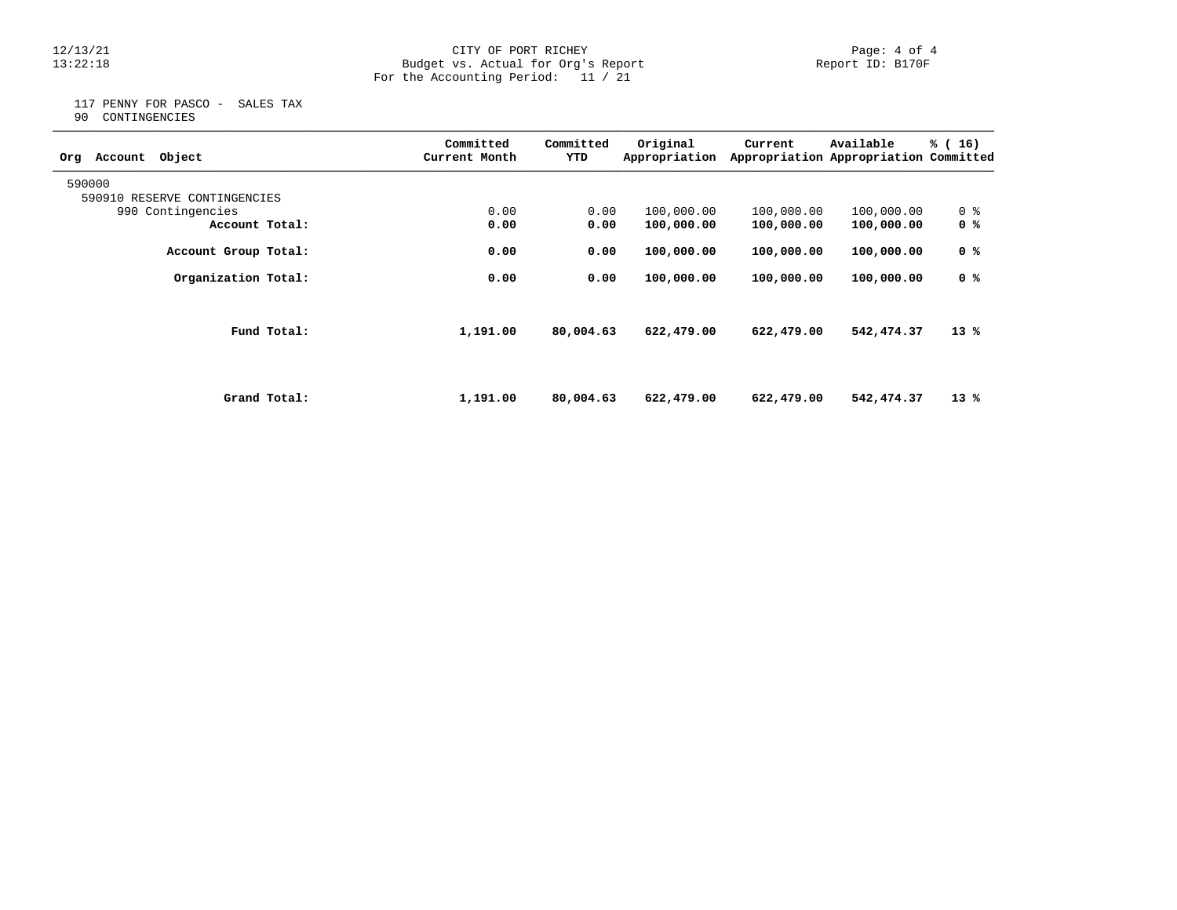CITY OF PORT RICHEY
Budget vs. Actual for Org's Report
For the Accounting Period: 11 / 21

117 PENNY FOR PASCO - SALES TAX
90 CONTINGENCIES

| Org Account Object | Committed Current Month | Committed YTD | Original Appropriation | Current Appropriation | Available Appropriation | % ( 16) Committed |
|---|---|---|---|---|---|---|
| 590000 | | | | | | |
| 590910 RESERVE CONTINGENCIES | | | | | | |
| 990 Contingencies | 0.00 | 0.00 | 100,000.00 | 100,000.00 | 100,000.00 | 0 % |
| **Account Total:** | **0.00** | **0.00** | **100,000.00** | **100,000.00** | **100,000.00** | **0 %** |
| **Account Group Total:** | **0.00** | **0.00** | **100,000.00** | **100,000.00** | **100,000.00** | **0 %** |
| **Organization Total:** | **0.00** | **0.00** | **100,000.00** | **100,000.00** | **100,000.00** | **0 %** |
| **Fund Total:** | **1,191.00** | **80,004.63** | **622,479.00** | **622,479.00** | **542,474.37** | **13 %** |
| **Grand Total:** | **1,191.00** | **80,004.63** | **622,479.00** | **622,479.00** | **542,474.37** | **13 %** |